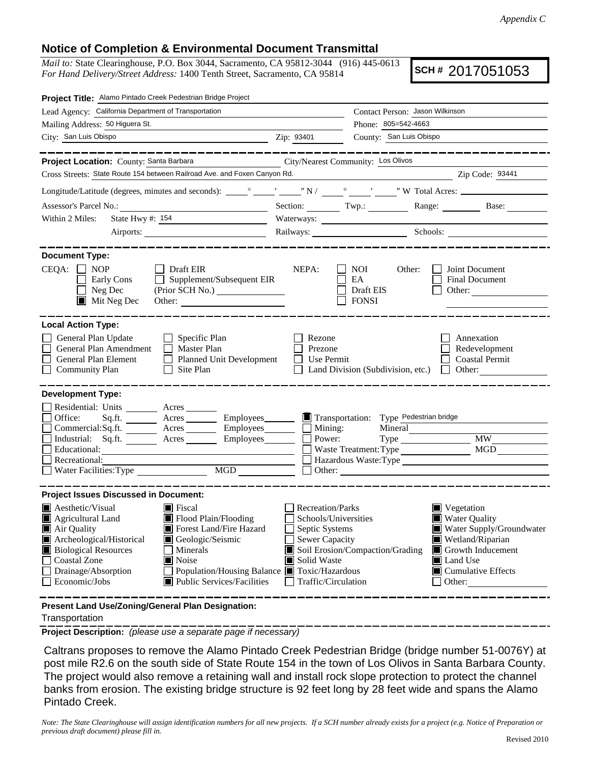*Appendix C*

## Notice of Completion & Environmental Document Transmittal

*Mail to:* State Clearinghouse, P.O. Box 3044, Sacramento, CA 95812-3044 (916) 445-0613
*For Hand Delivery/Street Address:* 1400 Tenth Street, Sacramento, CA 95814

**SCH #** 2017051053

**Project Title:** Alamo Pintado Creek Pedestrian Bridge Project

Lead Agency: California Department of Transportation
Contact Person: Jason Wilkinson
Mailing Address: 50 Higuera St.
Phone: 805=542-4663
City: San Luis Obispo Zip: 93401
County: San Luis Obispo

**Project Location:** County: Santa Barbara City/Nearest Community: Los Olivos
Cross Streets: State Route 154 between Railroad Ave. and Foxen Canyon Rd. Zip Code: 93441

Longitude/Latitude (degrees, minutes and seconds): ____° ____′ ____″ N / ____° ____′ ____″ W Total Acres: ______

Assessor's Parcel No.: ______ Section: ____ Twp.: ____ Range: ____ Base: ____

Within 2 Miles: State Hwy #: 154 Waterways: ______
Airports: ______ Railways: ______ Schools: ______

**Document Type:**

CEQA:
- ☐ NOP
- ☐ Early Cons
- ☐ Neg Dec
- ☒ Mit Neg Dec
- ☐ Draft EIR
- ☐ Supplement/Subsequent EIR (Prior SCH No.) ______
- Other: ______

NEPA:
- ☐ NOI
- ☐ EA
- ☐ Draft EIS
- ☐ FONSI

Other:
- ☐ Joint Document
- ☐ Final Document
- ☐ Other: ______

**Local Action Type:**

- ☐ General Plan Update
- ☐ General Plan Amendment
- ☐ General Plan Element
- ☐ Community Plan
- ☐ Specific Plan
- ☐ Master Plan
- ☐ Planned Unit Development
- ☐ Site Plan
- ☐ Rezone
- ☐ Prezone
- ☐ Use Permit
- ☐ Land Division (Subdivision, etc.)
- ☐ Annexation
- ☐ Redevelopment
- ☐ Coastal Permit
- ☐ Other: ______

**Development Type:**

- ☐ Residential: Units ____ Acres ____
- ☐ Office: Sq.ft. ____ Acres ____ Employees ____
- ☐ Commercial: Sq.ft. ____ Acres ____ Employees ____
- ☐ Industrial: Sq.ft. ____ Acres ____ Employees ____
- ☐ Educational: ______
- ☐ Recreational: ______
- ☐ Water Facilities: Type ____ MGD ____
- ☒ Transportation: Type Pedestrian bridge
- ☐ Mining: Mineral ______
- ☐ Power: Type ____ MW ____
- ☐ Waste Treatment: Type ____ MGD ____
- ☐ Hazardous Waste: Type ______
- ☐ Other: ______

**Project Issues Discussed in Document:**

- ☒ Aesthetic/Visual
- ☒ Agricultural Land
- ☒ Air Quality
- ☒ Archeological/Historical
- ☒ Biological Resources
- ☐ Coastal Zone
- ☐ Drainage/Absorption
- ☐ Economic/Jobs
- ☒ Fiscal
- ☒ Flood Plain/Flooding
- ☒ Forest Land/Fire Hazard
- ☒ Geologic/Seismic
- ☐ Minerals
- ☒ Noise
- ☐ Population/Housing Balance
- ☒ Public Services/Facilities
- ☐ Recreation/Parks
- ☐ Schools/Universities
- ☐ Septic Systems
- ☐ Sewer Capacity
- ☒ Soil Erosion/Compaction/Grading
- ☒ Solid Waste
- ☒ Toxic/Hazardous
- ☐ Traffic/Circulation
- ☒ Vegetation
- ☒ Water Quality
- ☒ Water Supply/Groundwater
- ☒ Wetland/Riparian
- ☒ Growth Inducement
- ☒ Land Use
- ☒ Cumulative Effects
- ☐ Other: ______

**Present Land Use/Zoning/General Plan Designation:**

Transportation

**Project Description:** *(please use a separate page if necessary)*

Caltrans proposes to remove the Alamo Pintado Creek Pedestrian Bridge (bridge number 51-0076Y) at post mile R2.6 on the south side of State Route 154 in the town of Los Olivos in Santa Barbara County. The project would also remove a retaining wall and install rock slope protection to protect the channel banks from erosion. The existing bridge structure is 92 feet long by 28 feet wide and spans the Alamo Pintado Creek.

*Note: The State Clearinghouse will assign identification numbers for all new projects. If a SCH number already exists for a project (e.g. Notice of Preparation or previous draft document) please fill in.*

Revised 2010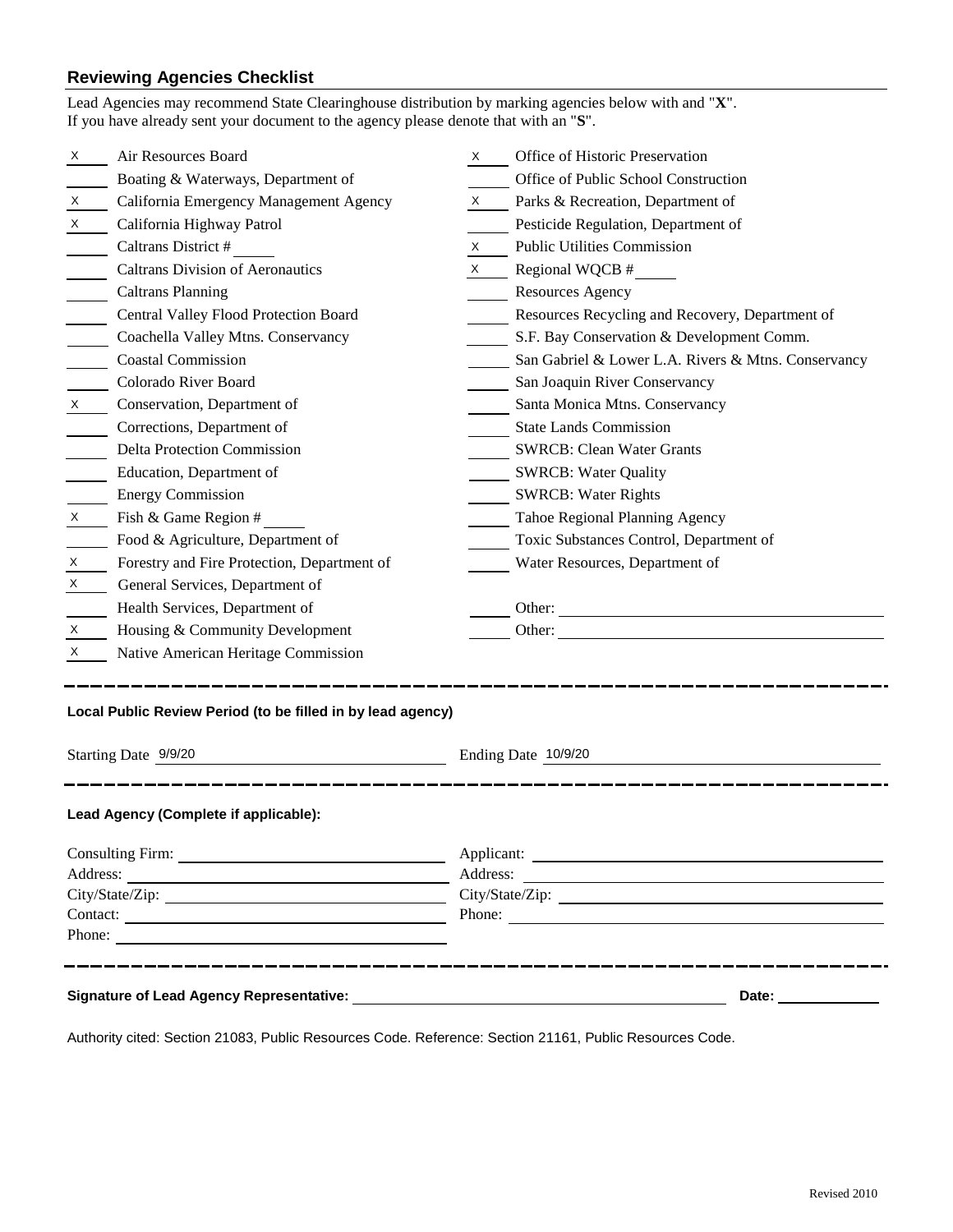## Reviewing Agencies Checklist

Lead Agencies may recommend State Clearinghouse distribution by marking agencies below with and "**X**".
If you have already sent your document to the agency please denote that with an "**S**".

- X Air Resources Board
- ___ Boating & Waterways, Department of
- X California Emergency Management Agency
- X California Highway Patrol
- ___ Caltrans District # ___
- ___ Caltrans Division of Aeronautics
- ___ Caltrans Planning
- ___ Central Valley Flood Protection Board
- ___ Coachella Valley Mtns. Conservancy
- ___ Coastal Commission
- ___ Colorado River Board
- X Conservation, Department of
- ___ Corrections, Department of
- ___ Delta Protection Commission
- ___ Education, Department of
- ___ Energy Commission
- X Fish & Game Region # ___
- ___ Food & Agriculture, Department of
- X Forestry and Fire Protection, Department of
- X General Services, Department of
- ___ Health Services, Department of
- X Housing & Community Development
- X Native American Heritage Commission
- X Office of Historic Preservation
- ___ Office of Public School Construction
- X Parks & Recreation, Department of
- ___ Pesticide Regulation, Department of
- X Public Utilities Commission
- X Regional WQCB # ___
- ___ Resources Agency
- ___ Resources Recycling and Recovery, Department of
- ___ S.F. Bay Conservation & Development Comm.
- ___ San Gabriel & Lower L.A. Rivers & Mtns. Conservancy
- ___ San Joaquin River Conservancy
- ___ Santa Monica Mtns. Conservancy
- ___ State Lands Commission
- ___ SWRCB: Clean Water Grants
- ___ SWRCB: Water Quality
- ___ SWRCB: Water Rights
- ___ Tahoe Regional Planning Agency
- ___ Toxic Substances Control, Department of
- ___ Water Resources, Department of
- ___ Other: ___
- ___ Other: ___

---

### Local Public Review Period (to be filled in by lead agency)

Starting Date 9/9/20 Ending Date 10/9/20

---

### Lead Agency (Complete if applicable):

Consulting Firm: ___
Address: ___
City/State/Zip: ___
Contact: ___
Phone: ___

Applicant: ___
Address: ___
City/State/Zip: ___
Phone: ___

---

**Signature of Lead Agency Representative:** ___ **Date:** ___

Authority cited: Section 21083, Public Resources Code. Reference: Section 21161, Public Resources Code.

Revised 2010